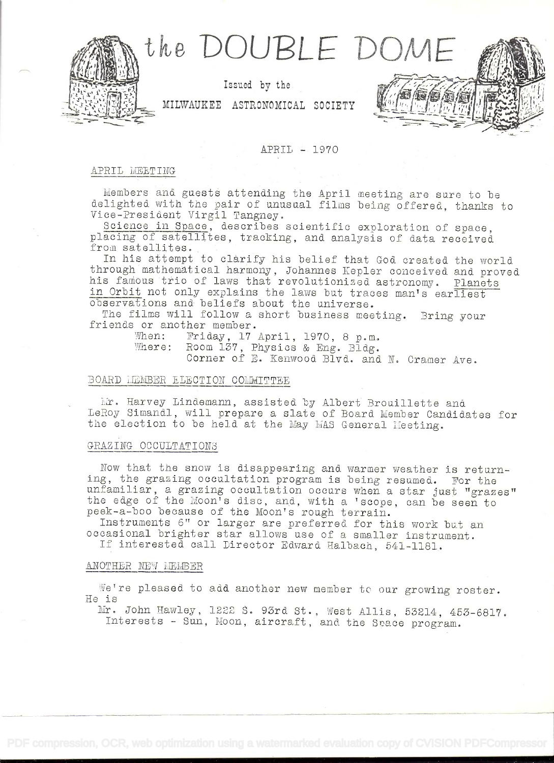# the DOUBLE DOME

Issued by the

MILWAUKEE ASTRONOMICAL SOCIETY

APRIL - 1970

## APRIL MEETING

Members and guests attending the April meeting are sure to be delighted with the pair of unusual films being offered, thanks to Vice-President Virgil Tangney.

Science in Space, describes scientific exploration of space, placing of satellites, tracking, and analysis of data received from satellites.

In his attempt to clarify his belief that God created the world through mathematical harmony, Johannes Kepler conceived and proved his famous trio of laws that revolutionized astronomy. Planets in Orbit not only explains the laws but traces man's earliest observations and beliefs about the universe.

The films will follow a short business meeting. Bring your friends or another member.

When: Friday, 17 April, 1970, 8 p.m.
Where: Room 137, Physics & Eng. Bldg.
Corner of E. Kenwood Blvd. and N. Cramer Ave.

## BOARD MEMBER ELECTION COMMITTEE

Mr. Harvey Lindemann, assisted by Albert Brouillette and LeRoy Simandl, will prepare a slate of Board Member Candidates for the election to be held at the May MAS General Meeting.

## GRAZING OCCULTATIONS

Now that the snow is disappearing and warmer weather is returning, the grazing occultation program is being resumed. For the unfamiliar, a grazing occultation occurs when a star just "grazes" the edge of the Moon's disc, and, with a 'scope, can be seen to peek-a-boo because of the Moon's rough terrain.

Instruments 6" or larger are preferred for this work but an occasional brighter star allows use of a smaller instrument.

If interested call Director Edward Halbach, 541-1181.

## ANOTHER NEW MEMBER

We're pleased to add another new member to our growing roster. He is

Mr. John Hawley, 1222 S. 93rd St., West Allis, 53214, 453-6817.
Interests - Sun, Moon, aircraft, and the Space program.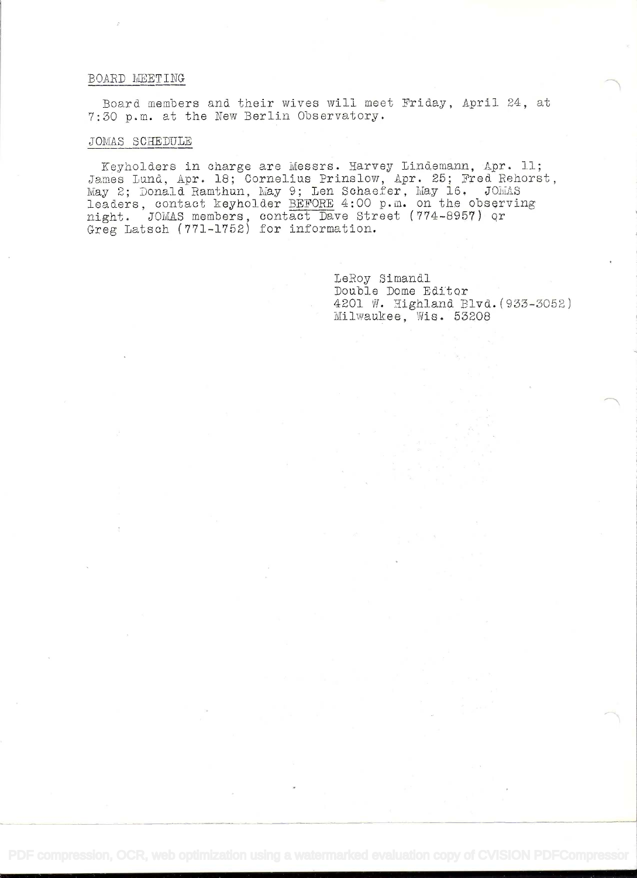## BOARD MEETING

Board members and their wives will meet Friday, April 24, at 7:30 p.m. at the New Berlin Observatory.

## JOMAS SCHEDULE

Keyholders in charge are Messrs. Harvey Lindemann, Apr. 11; James Lund, Apr. 18; Cornelius Prinslow, Apr. 25; Fred Rehorst, May 2; Donald Ramthun, May 9; Len Schaefer, May 16. JOMAS leaders, contact keyholder BEFORE 4:00 p.m. on the observing night. JOMAS members, contact Dave Street (774-8957) or Greg Latsch (771-1752) for information.

LeRoy Simandl
Double Dome Editor
4201 W. Highland Blvd. (933-3052)
Milwaukee, Wis. 53208